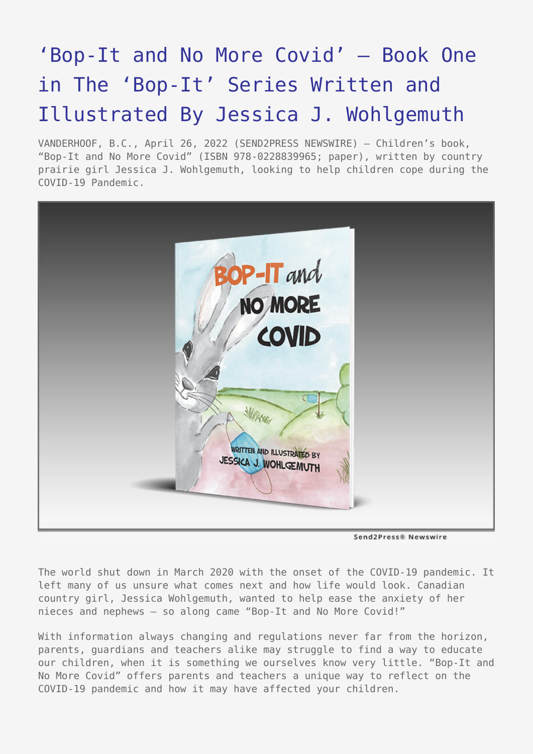# 'Bop-It and No More Covid' – Book One in The 'Bop-It' Series Written and Illustrated By Jessica J. Wohlgemuth

VANDERHOOF, B.C., April 26, 2022 (SEND2PRESS NEWSWIRE) — Children's book, "Bop-It and No More Covid" (ISBN 978-0228839965; paper), written by country prairie girl Jessica J. Wohlgemuth, looking to help children cope during the COVID-19 Pandemic.

The world shut down in March 2020 with the onset of the COVID-19 pandemic. It left many of us unsure what comes next and how life would look. Canadian country girl, Jessica Wohlgemuth, wanted to help ease the anxiety of her nieces and nephews – so along came "Bop-It and No More Covid!"

With information always changing and regulations never far from the horizon, parents, guardians and teachers alike may struggle to find a way to educate our children, when it is something we ourselves know very little. "Bop-It and No More Covid" offers parents and teachers a unique way to reflect on the COVID-19 pandemic and how it may have affected your children.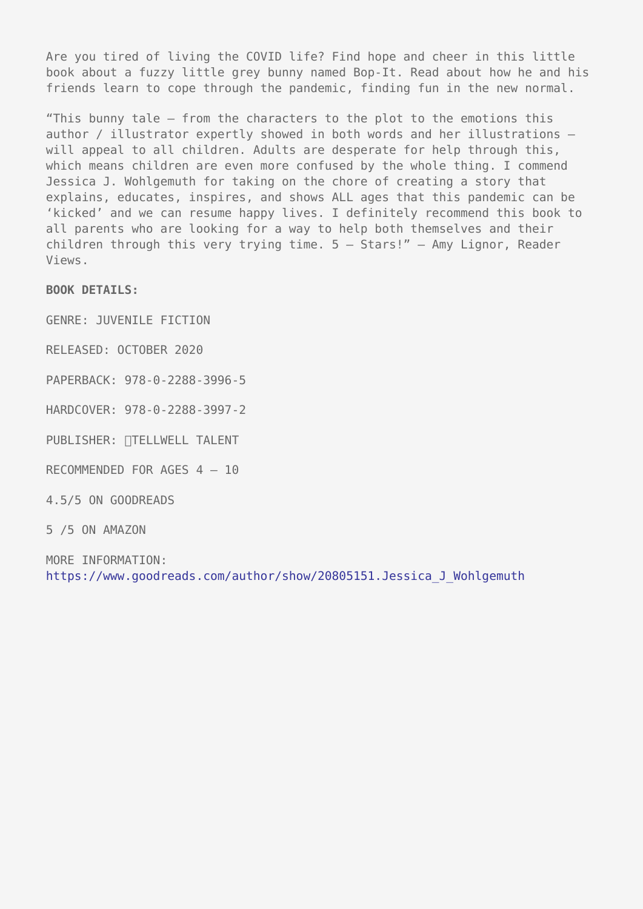Are you tired of living the COVID life? Find hope and cheer in this little book about a fuzzy little grey bunny named Bop-It. Read about how he and his friends learn to cope through the pandemic, finding fun in the new normal.

"This bunny tale – from the characters to the plot to the emotions this author / illustrator expertly showed in both words and her illustrations – will appeal to all children. Adults are desperate for help through this, which means children are even more confused by the whole thing. I commend Jessica J. Wohlgemuth for taking on the chore of creating a story that explains, educates, inspires, and shows ALL ages that this pandemic can be 'kicked' and we can resume happy lives. I definitely recommend this book to all parents who are looking for a way to help both themselves and their children through this very trying time. 5 – Stars!" – Amy Lignor, Reader Views.

**BOOK DETAILS:**

GENRE: JUVENILE FICTION

RELEASED: OCTOBER 2020

PAPERBACK: 978-0-2288-3996-5

HARDCOVER: 978-0-2288-3997-2

PUBLISHER: TELLWELL TALENT

RECOMMENDED FOR AGES 4 – 10

4.5/5 ON GOODREADS

5 /5 ON AMAZON

MORE INFORMATION: https://www.goodreads.com/author/show/20805151.Jessica_J_Wohlgemuth